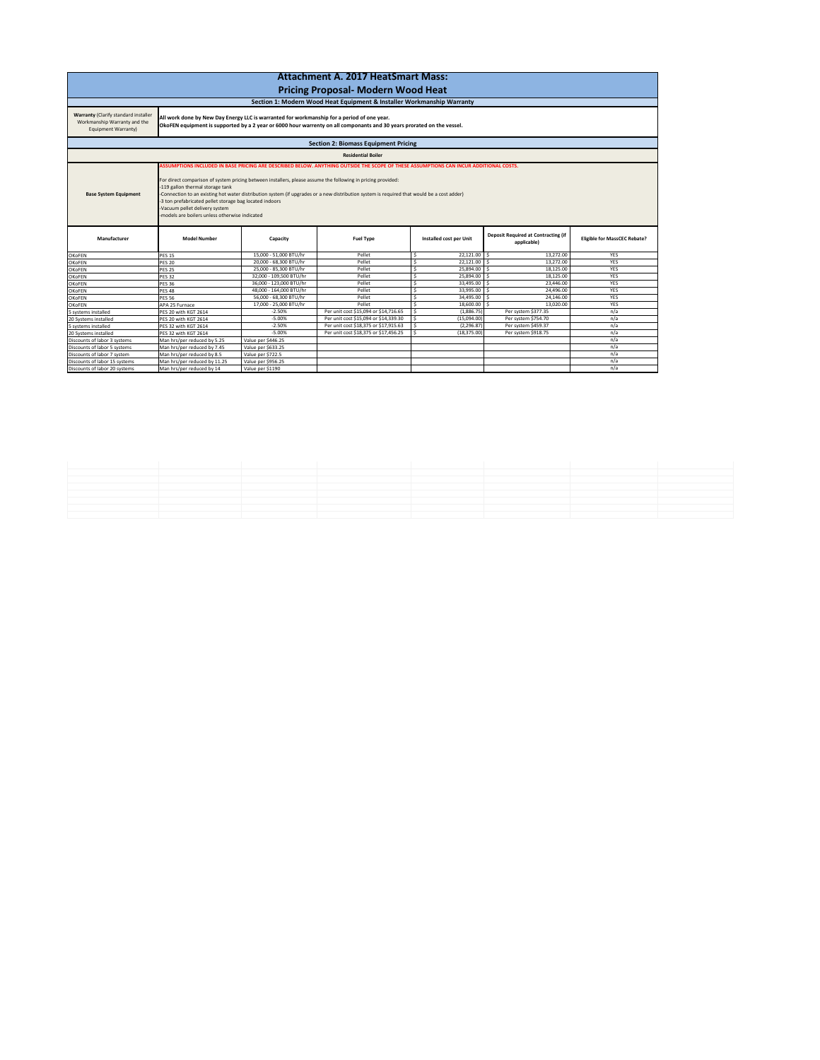# Attachment A. 2017 HeatSmart Mass:

## Pricing Proposal- Modern Wood Heat

### Section 1: Modern Wood Heat Equipment & Installer Workmanship Warranty

| | |
|---|---|
| **Warranty** (Clarify standard installer Workmanship Warranty and the Equipment Warranty) | **All work done by New Day Energy LLC is warranted for workmanship for a period of one year. OkoFEN equipment is supported by a 2 year or 6000 hour warrenty on all componants and 30 years prorated on the vessel.** |

### Section 2: Biomass Equipment Pricing

**Residential Boiler**

| | |
|---|---|
| **Base System Equipment** | ASSUMPTIONS INCLUDED IN BASE PRICING ARE DESCRIBED BELOW. ANYTHING OUTSIDE THE SCOPE OF THESE ASSUMPTIONS CAN INCUR ADDITIONAL COSTS.<br><br>For direct comparison of system pricing between installers, please assume the following in pricing provided:<br>-119 gallon thermal storage tank<br>-Connection to an existing hot water distribution system (if upgrades or a new distribution system is required that would be a cost adder)<br>-3 ton prefabricated pellet storage bag located indoors<br>-Vacuum pellet delivery system<br>-models are boilers unless otherwise indicated |

| Manufacturer | Model Number | Capacity | Fuel Type | Installed cost per Unit | Deposit Required at Contracting (if applicable) | Eligible for MassCEC Rebate? |
|---|---|---|---|---|---|---|
| OKoFEN | PES 15 | 15,000 - 51,000 BTU/hr | Pellet | $ 22,121.00 | $ 13,272.00 | YES |
| OKoFEN | PES 20 | 20,000 - 68,300 BTU/hr | Pellet | $ 22,121.00 | $ 13,272.00 | YES |
| OKoFEN | PES 25 | 25,000 - 85,300 BTU/hr | Pellet | $ 25,894.00 | $ 18,125.00 | YES |
| OKoFEN | PES 32 | 32,000 - 109,500 BTU/hr | Pellet | $ 25,894.00 | $ 18,125.00 | YES |
| OKoFEN | PES 36 | 36,000 - 123,000 BTU/hr | Pellet | $ 33,495.00 | $ 23,446.00 | YES |
| OKoFEN | PES 48 | 48,000 - 164,000 BTU/hr | Pellet | $ 33,995.00 | $ 24,496.00 | YES |
| OKoFEN | PES 56 | 56,000 - 68,300 BTU/hr | Pellet | $ 34,495.00 | $ 24,146.00 | YES |
| OKoFEN | APA 25 Furnace | 17,000 - 25,000 BTU/hr | Pellet | $ 18,600.00 | $ 13,020.00 | YES |
| 5 systems installed | PES 20 with KGT 2614 | -2.50% | Per unit cost $15,094 or $14,716.65 | $ (1,886.75) | Per system $377.35 | n/a |
| 20 Systems installed | PES 20 with KGT 2614 | -5.00% | Per unit cost $15,094 or $14,339.30 | $ (15,094.00) | Per system $754.70 | n/a |
| 5 systems installed | PES 32 with KGT 2614 | -2.50% | Per unit cost $18,375 or $17,915.63 | $ (2,296.87) | Per system $459.37 | n/a |
| 20 Systems installed | PES 32 with KGT 2614 | -5.00% | Per unit cost $18,375 or $17,456.25 | $ (18,375.00) | Per system $918.75 | n/a |
| Discounts of labor 3 systems | Man hrs/per reduced by 5.25 | Value per $446.25 | | | | n/a |
| Discounts of labor 5 systems | Man hrs/per reduced by 7.45 | Value per $633.25 | | | | n/a |
| Discounts of labor 7 system | Man hrs/per reduced by 8.5 | Value per $722.5 | | | | n/a |
| Discounts of labor 15 systems | Man hrs/per reduced by 11.25 | Value per $956.25 | | | | n/a |
| Discounts of labor 20 systems | Man hrs/per reduced by 14 | Value per $1190 | | | | n/a |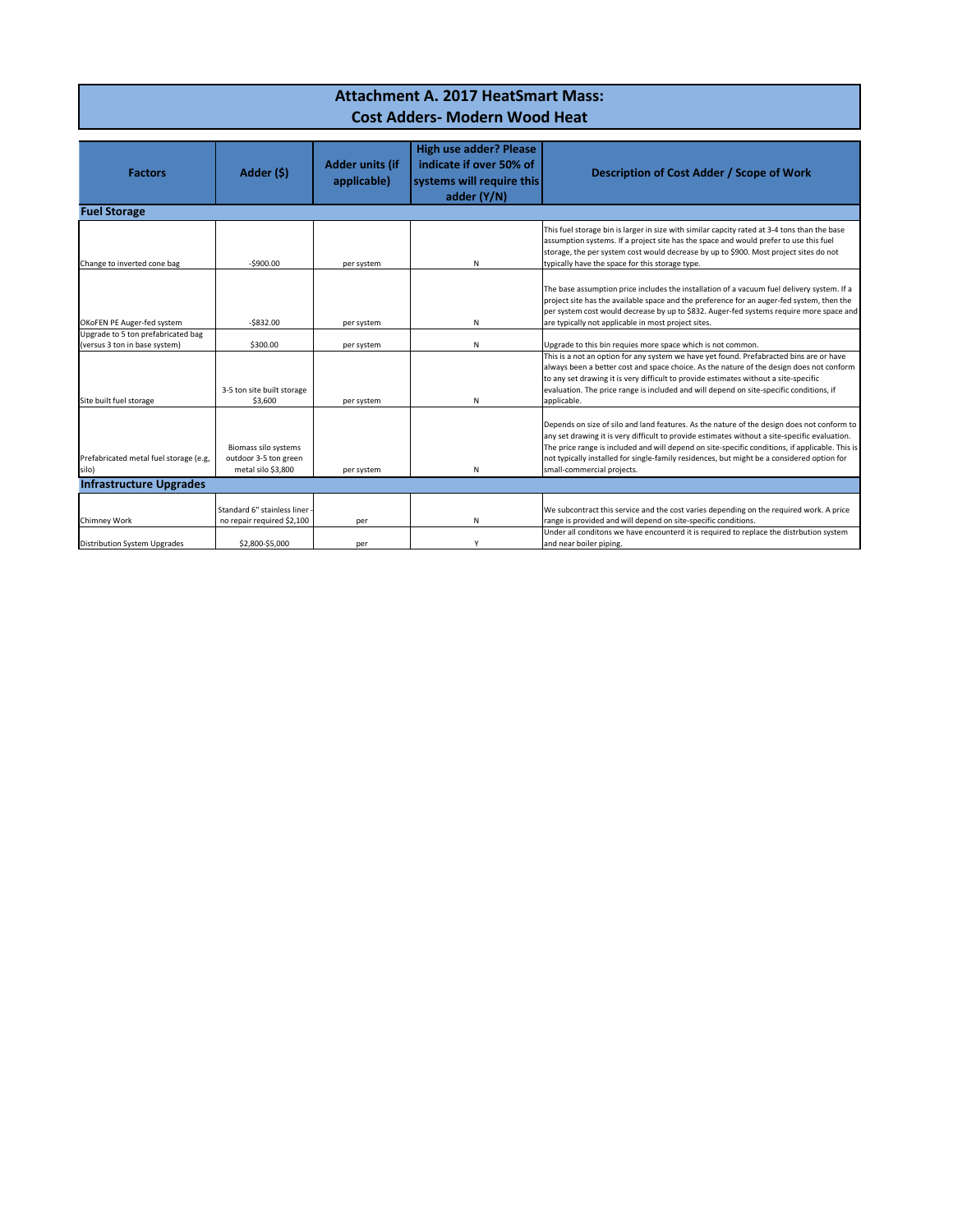# Attachment A. 2017 HeatSmart Mass: Cost Adders- Modern Wood Heat

| Factors | Adder ($) | Adder units (if applicable) | High use adder? Please indicate if over 50% of systems will require this adder (Y/N) | Description of Cost Adder / Scope of Work |
|---|---|---|---|---|
| **Fuel Storage** | | | | |
| Change to inverted cone bag | -$900.00 | per system | N | This fuel storage bin is larger in size with similar capcity rated at 3-4 tons than the base assumption systems. If a project site has the space and would prefer to use this fuel storage, the per system cost would decrease by up to $900. Most project sites do not typically have the space for this storage type. |
| OKoFEN PE Auger-fed system | -$832.00 | per system | N | The base assumption price includes the installation of a vacuum fuel delivery system. If a project site has the available space and the preference for an auger-fed system, then the per system cost would decrease by up to $832. Auger-fed systems require more space and are typically not applicable in most project sites. |
| Upgrade to 5 ton prefabricated bag (versus 3 ton in base system) | $300.00 | per system | N | Upgrade to this bin requies more space which is not common. |
| Site built fuel storage | 3-5 ton site built storage $3,600 | per system | N | This is a not an option for any system we have yet found. Prefabracted bins are or have always been a better cost and space choice. As the nature of the design does not conform to any set drawing it is very difficult to provide estimates without a site-specific evaluation. The price range is included and will depend on site-specific conditions, if applicable. |
| Prefabricated metal fuel storage (e.g, silo) | Biomass silo systems outdoor 3-5 ton green metal silo $3,800 | per system | N | Depends on size of silo and land features. As the nature of the design does not conform to any set drawing it is very difficult to provide estimates without a site-specific evaluation. The price range is included and will depend on site-specific conditions, if applicable. This is not typically installed for single-family residences, but might be a considered option for small-commercial projects. |
| **Infrastructure Upgrades** | | | | |
| Chimney Work | Standard 6" stainless liner - no repair required $2,100 | per | N | We subcontract this service and the cost varies depending on the required work. A price range is provided and will depend on site-specific conditions. |
| Distribution System Upgrades | $2,800-$5,000 | per | Y | Under all conditons we have encounterd it is required to replace the distrbution system and near boiler piping. |